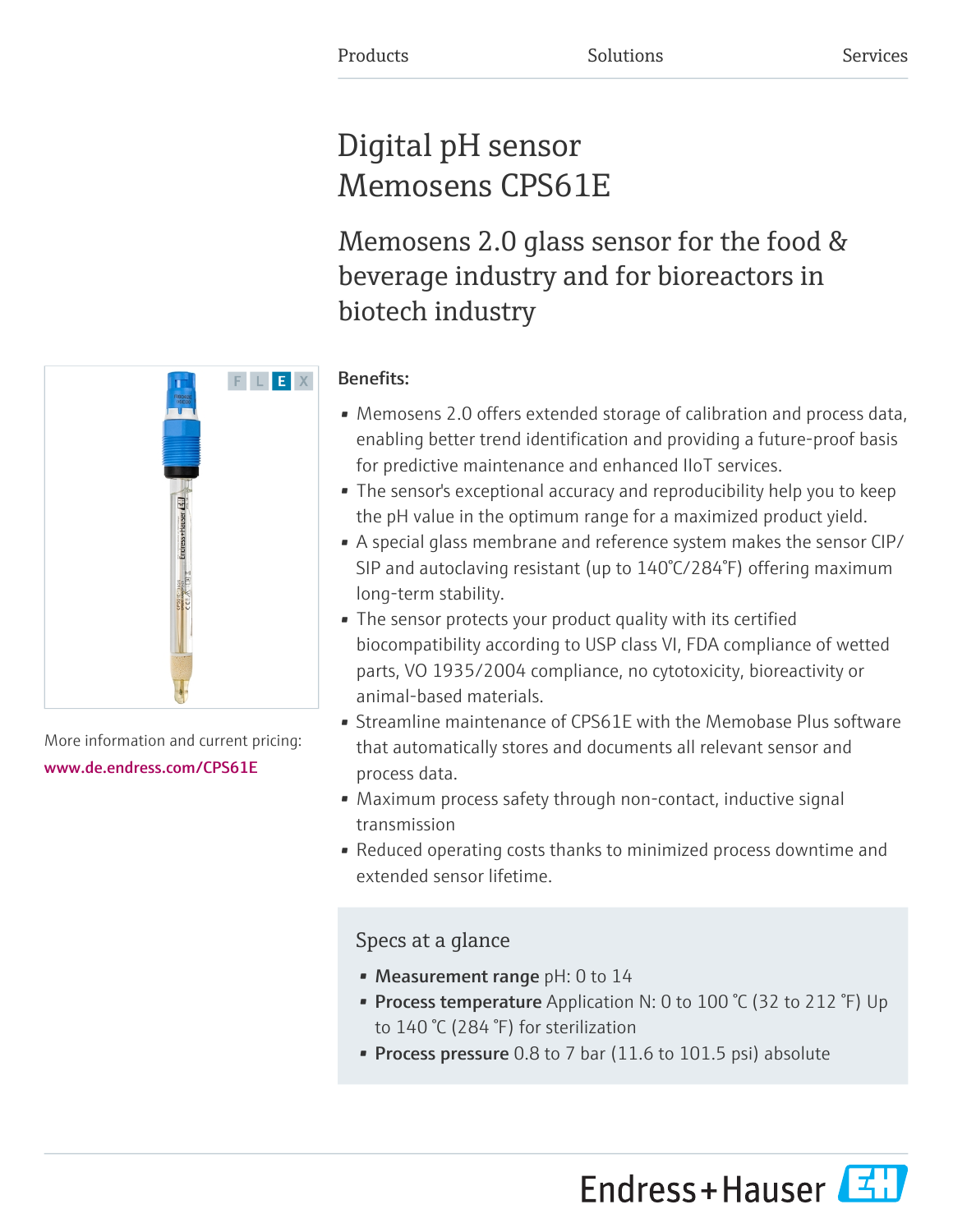Products Solutions Services

# Digital pH sensor Memosens CPS61E

## Memosens 2.0 glass sensor for the food & beverage industry and for bioreactors in biotech industry

More information and current pricing:
www.de.endress.com/CPS61E

**Benefits:**

- Memosens 2.0 offers extended storage of calibration and process data, enabling better trend identification and providing a future-proof basis for predictive maintenance and enhanced IIoT services.
- The sensor's exceptional accuracy and reproducibility help you to keep the pH value in the optimum range for a maximized product yield.
- A special glass membrane and reference system makes the sensor CIP/SIP and autoclaving resistant (up to 140°C/284°F) offering maximum long-term stability.
- The sensor protects your product quality with its certified biocompatibility according to USP class VI, FDA compliance of wetted parts, VO 1935/2004 compliance, no cytotoxicity, bioreactivity or animal-based materials.
- Streamline maintenance of CPS61E with the Memobase Plus software that automatically stores and documents all relevant sensor and process data.
- Maximum process safety through non-contact, inductive signal transmission
- Reduced operating costs thanks to minimized process downtime and extended sensor lifetime.

### Specs at a glance

- **Measurement range** pH: 0 to 14
- **Process temperature** Application N: 0 to 100 °C (32 to 212 °F) Up to 140 °C (284 °F) for sterilization
- **Process pressure** 0.8 to 7 bar (11.6 to 101.5 psi) absolute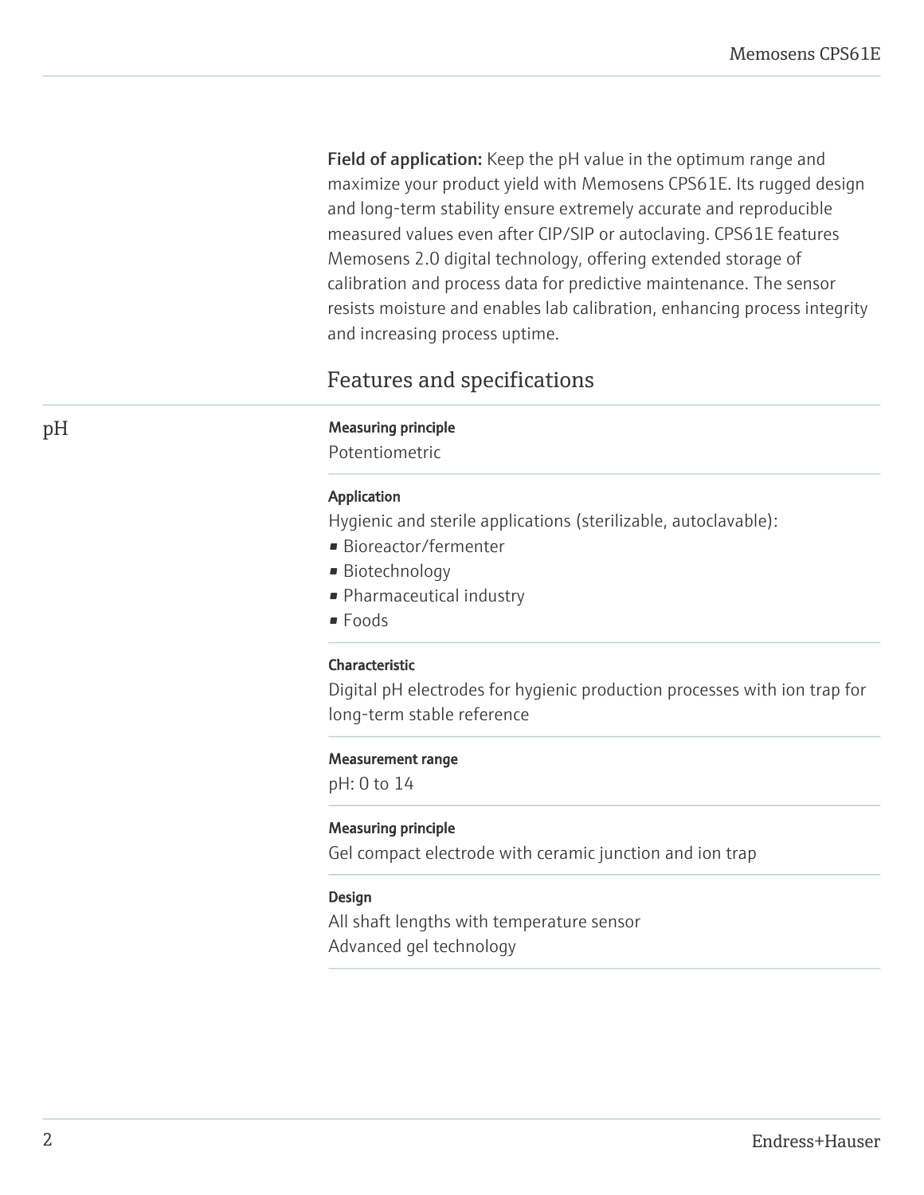**Field of application:** Keep the pH value in the optimum range and maximize your product yield with Memosens CPS61E. Its rugged design and long-term stability ensure extremely accurate and reproducible measured values even after CIP/SIP or autoclaving. CPS61E features Memosens 2.0 digital technology, offering extended storage of calibration and process data for predictive maintenance. The sensor resists moisture and enables lab calibration, enhancing process integrity and increasing process uptime.

## Features and specifications

### pH

**Measuring principle**
Potentiometric

**Application**
Hygienic and sterile applications (sterilizable, autoclavable):
- Bioreactor/fermenter
- Biotechnology
- Pharmaceutical industry
- Foods

**Characteristic**
Digital pH electrodes for hygienic production processes with ion trap for long-term stable reference

**Measurement range**
pH: 0 to 14

**Measuring principle**
Gel compact electrode with ceramic junction and ion trap

**Design**
All shaft lengths with temperature sensor
Advanced gel technology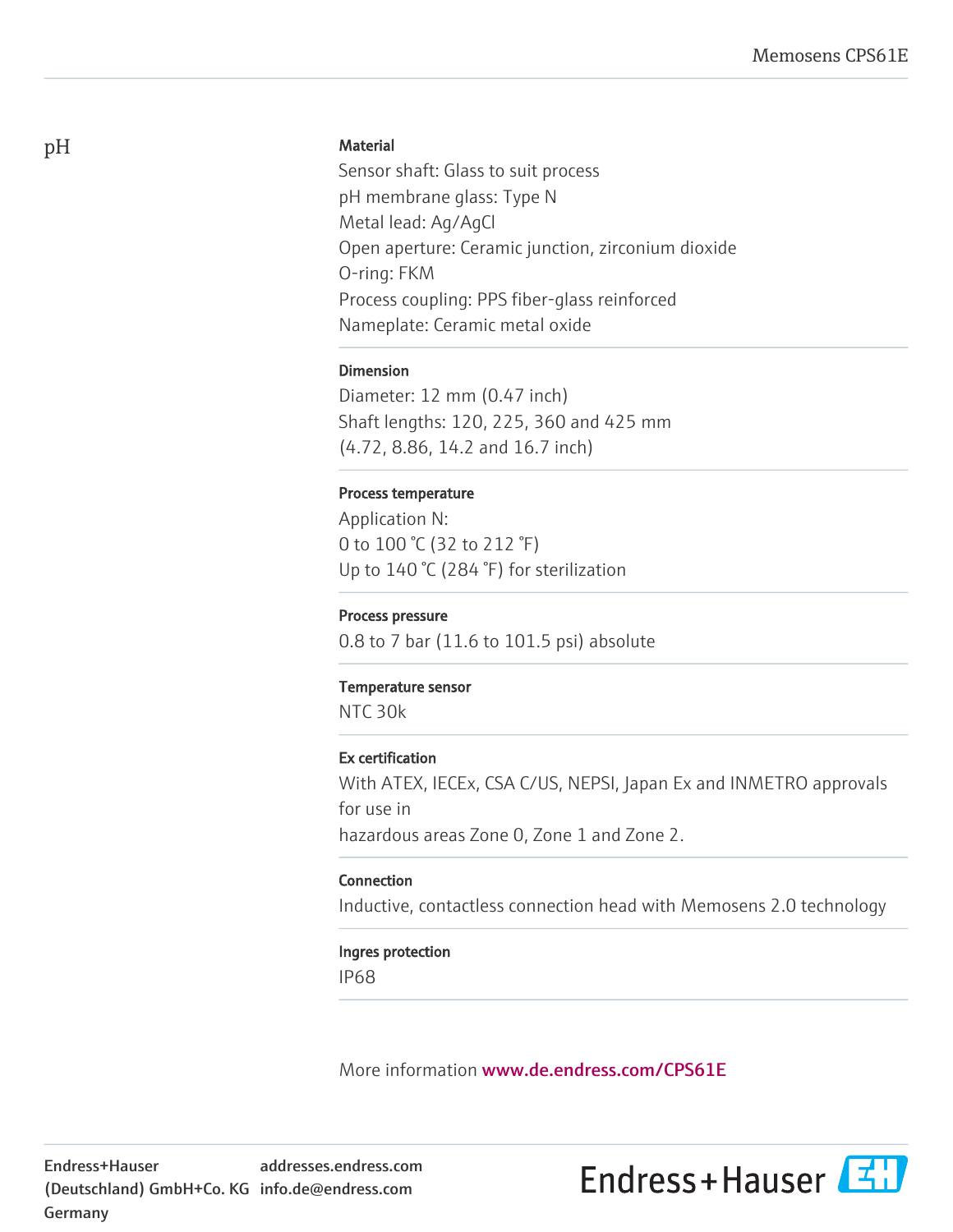## pH

### Material

Sensor shaft: Glass to suit process
pH membrane glass: Type N
Metal lead: Ag/AgCl
Open aperture: Ceramic junction, zirconium dioxide
O-ring: FKM
Process coupling: PPS fiber-glass reinforced
Nameplate: Ceramic metal oxide

### Dimension

Diameter: 12 mm (0.47 inch)
Shaft lengths: 120, 225, 360 and 425 mm
(4.72, 8.86, 14.2 and 16.7 inch)

### Process temperature

Application N:
0 to 100 °C (32 to 212 °F)
Up to 140 °C (284 °F) for sterilization

### Process pressure

0.8 to 7 bar (11.6 to 101.5 psi) absolute

### Temperature sensor

NTC 30k

### Ex certification

With ATEX, IECEx, CSA C/US, NEPSI, Japan Ex and INMETRO approvals for use in
hazardous areas Zone 0, Zone 1 and Zone 2.

### Connection

Inductive, contactless connection head with Memosens 2.0 technology

### Ingres protection

IP68

More information **www.de.endress.com/CPS61E**

Endress+Hauser
(Deutschland) GmbH+Co. KG
Germany

addresses.endress.com
info.de@endress.com

Endress+Hauser